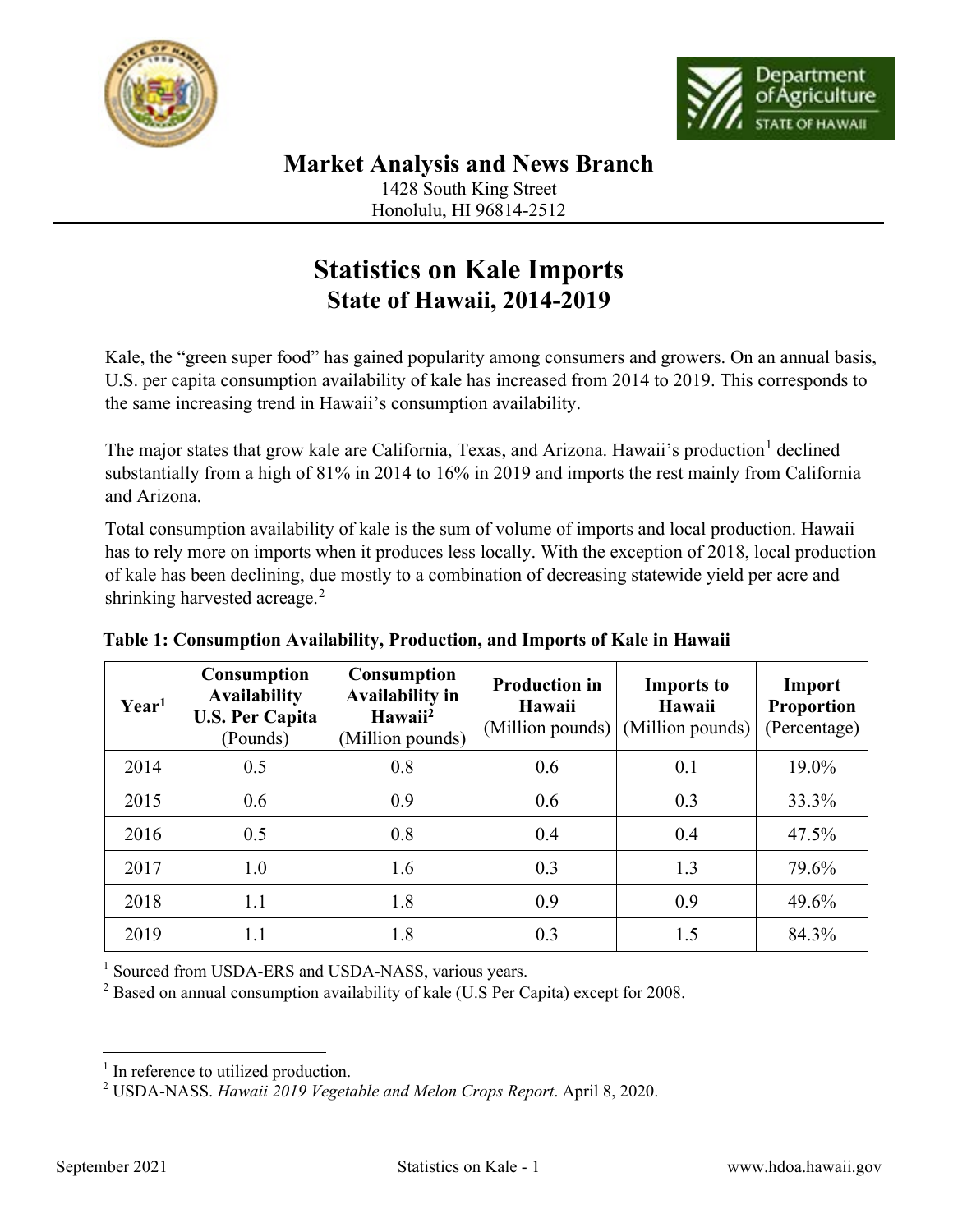## Market Analysis and News Branch

1428 South King Street
Honolulu, HI 96814-2512

# Statistics on Kale Imports
## State of Hawaii, 2014-2019

Kale, the "green super food" has gained popularity among consumers and growers. On an annual basis, U.S. per capita consumption availability of kale has increased from 2014 to 2019. This corresponds to the same increasing trend in Hawaii's consumption availability.

The major states that grow kale are California, Texas, and Arizona. Hawaii's production[1] declined substantially from a high of 81% in 2014 to 16% in 2019 and imports the rest mainly from California and Arizona.

Total consumption availability of kale is the sum of volume of imports and local production. Hawaii has to rely more on imports when it produces less locally. With the exception of 2018, local production of kale has been declining, due mostly to a combination of decreasing statewide yield per acre and shrinking harvested acreage.[2]

**Table 1: Consumption Availability, Production, and Imports of Kale in Hawaii**

| Year[1] | Consumption Availability U.S. Per Capita (Pounds) | Consumption Availability in Hawaii[2] (Million pounds) | Production in Hawaii (Million pounds) | Imports to Hawaii (Million pounds) | Import Proportion (Percentage) |
|---|---|---|---|---|---|
| 2014 | 0.5 | 0.8 | 0.6 | 0.1 | 19.0% |
| 2015 | 0.6 | 0.9 | 0.6 | 0.3 | 33.3% |
| 2016 | 0.5 | 0.8 | 0.4 | 0.4 | 47.5% |
| 2017 | 1.0 | 1.6 | 0.3 | 1.3 | 79.6% |
| 2018 | 1.1 | 1.8 | 0.9 | 0.9 | 49.6% |
| 2019 | 1.1 | 1.8 | 0.3 | 1.5 | 84.3% |

[1] Sourced from USDA-ERS and USDA-NASS, various years.
[2] Based on annual consumption availability of kale (U.S Per Capita) except for 2008.

---

[1] In reference to utilized production.
[2] USDA-NASS. *Hawaii 2019 Vegetable and Melon Crops Report*. April 8, 2020.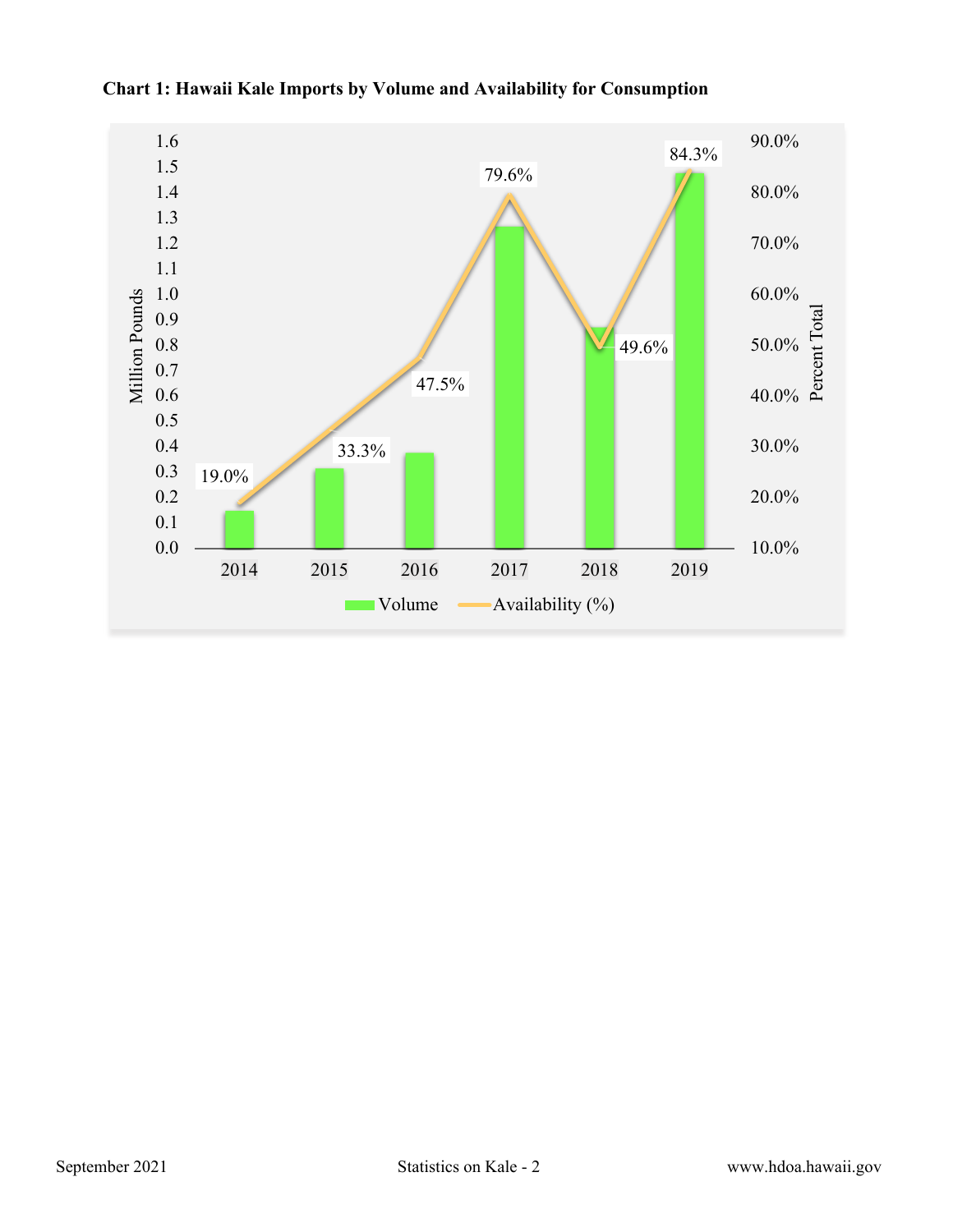**Chart 1: Hawaii Kale Imports by Volume and Availability for Consumption**

Million Pounds

1.6
1.5
1.4
1.3
1.2
1.1
1.0
0.9
0.8
0.7
0.6
0.5
0.4
0.3
0.2
0.1
0.0

Percent Total

90.0%
80.0%
70.0%
60.0%
50.0%
40.0%
30.0%
20.0%
10.0%

19.0%
33.3%
47.5%
79.6%
49.6%
84.3%

2014
2015
2016
2017
2018
2019

Volume
Availability (%)